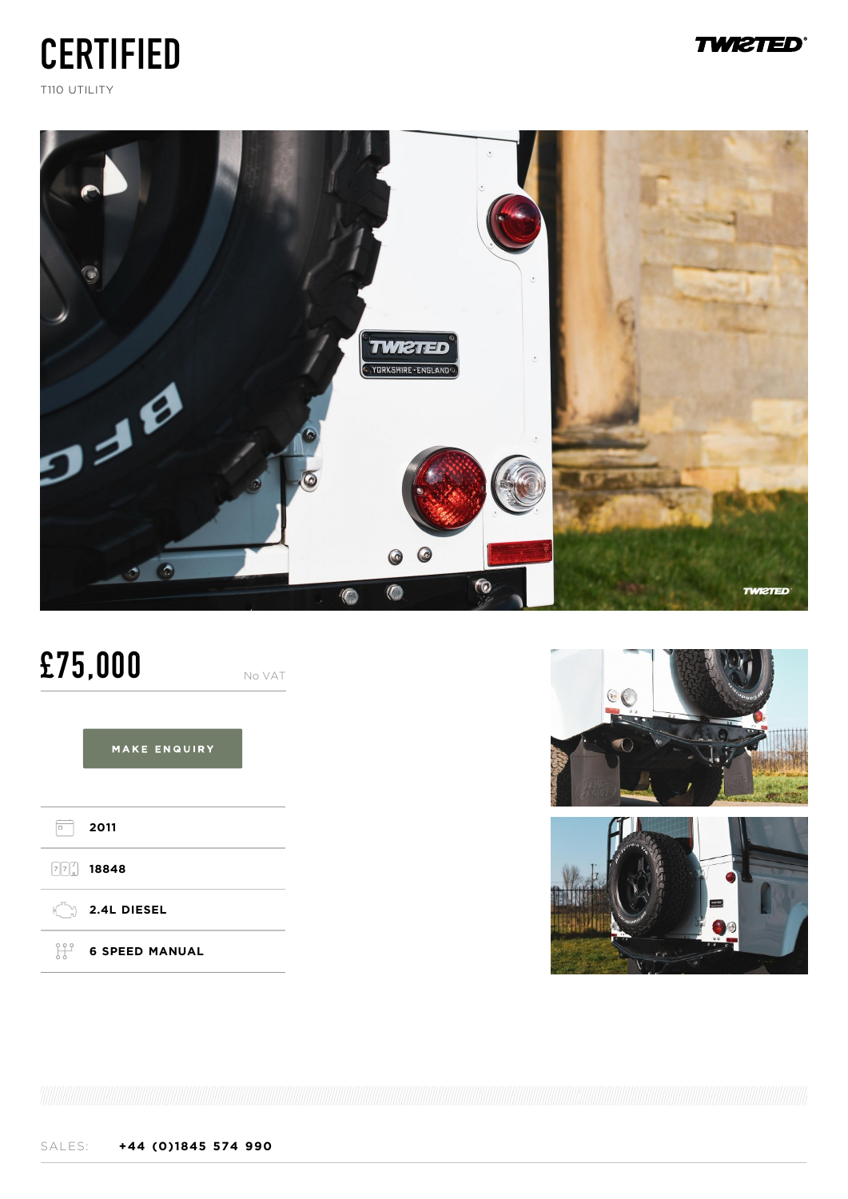# CERTIFIED

T110 UTILITY

TWISTED

## £75,000

No VAT

MAKE ENQUIRY

- 2011
- 18848
- 2.4L DIESEL
- 6 SPEED MANUAL

SALES: **+44 (0)1845 574 990**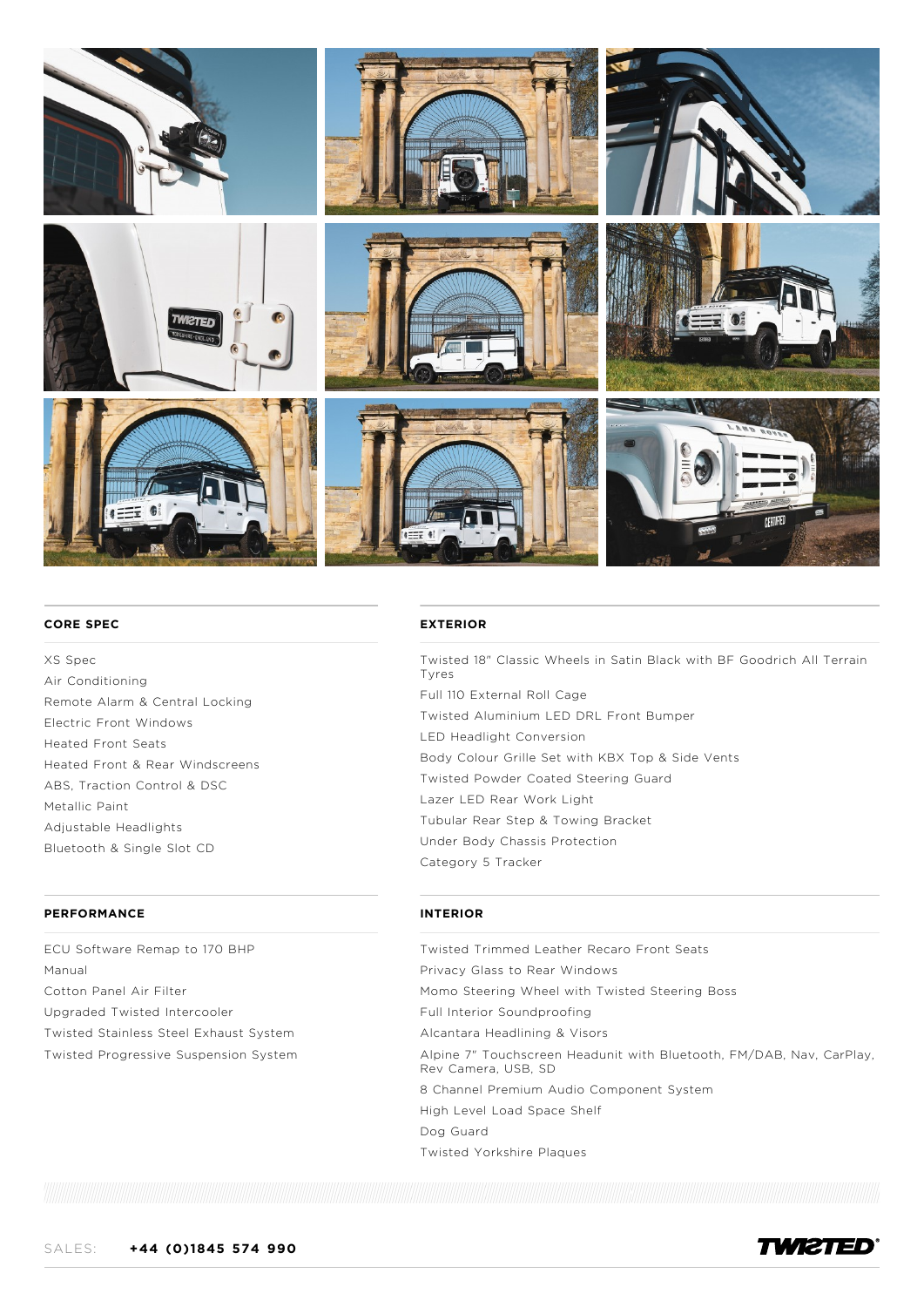## CORE SPEC

XS Spec
Air Conditioning
Remote Alarm & Central Locking
Electric Front Windows
Heated Front Seats
Heated Front & Rear Windscreens
ABS, Traction Control & DSC
Metallic Paint
Adjustable Headlights
Bluetooth & Single Slot CD

## EXTERIOR

Twisted 18" Classic Wheels in Satin Black with BF Goodrich All Terrain Tyres
Full 110 External Roll Cage
Twisted Aluminium LED DRL Front Bumper
LED Headlight Conversion
Body Colour Grille Set with KBX Top & Side Vents
Twisted Powder Coated Steering Guard
Lazer LED Rear Work Light
Tubular Rear Step & Towing Bracket
Under Body Chassis Protection
Category 5 Tracker

## PERFORMANCE

ECU Software Remap to 170 BHP
Manual
Cotton Panel Air Filter
Upgraded Twisted Intercooler
Twisted Stainless Steel Exhaust System
Twisted Progressive Suspension System

## INTERIOR

Twisted Trimmed Leather Recaro Front Seats
Privacy Glass to Rear Windows
Momo Steering Wheel with Twisted Steering Boss
Full Interior Soundproofing
Alcantara Headlining & Visors
Alpine 7" Touchscreen Headunit with Bluetooth, FM/DAB, Nav, CarPlay, Rev Camera, USB, SD
8 Channel Premium Audio Component System
High Level Load Space Shelf
Dog Guard
Twisted Yorkshire Plaques

SALES: **+44 (0)1845 574 990**

TWISTED®